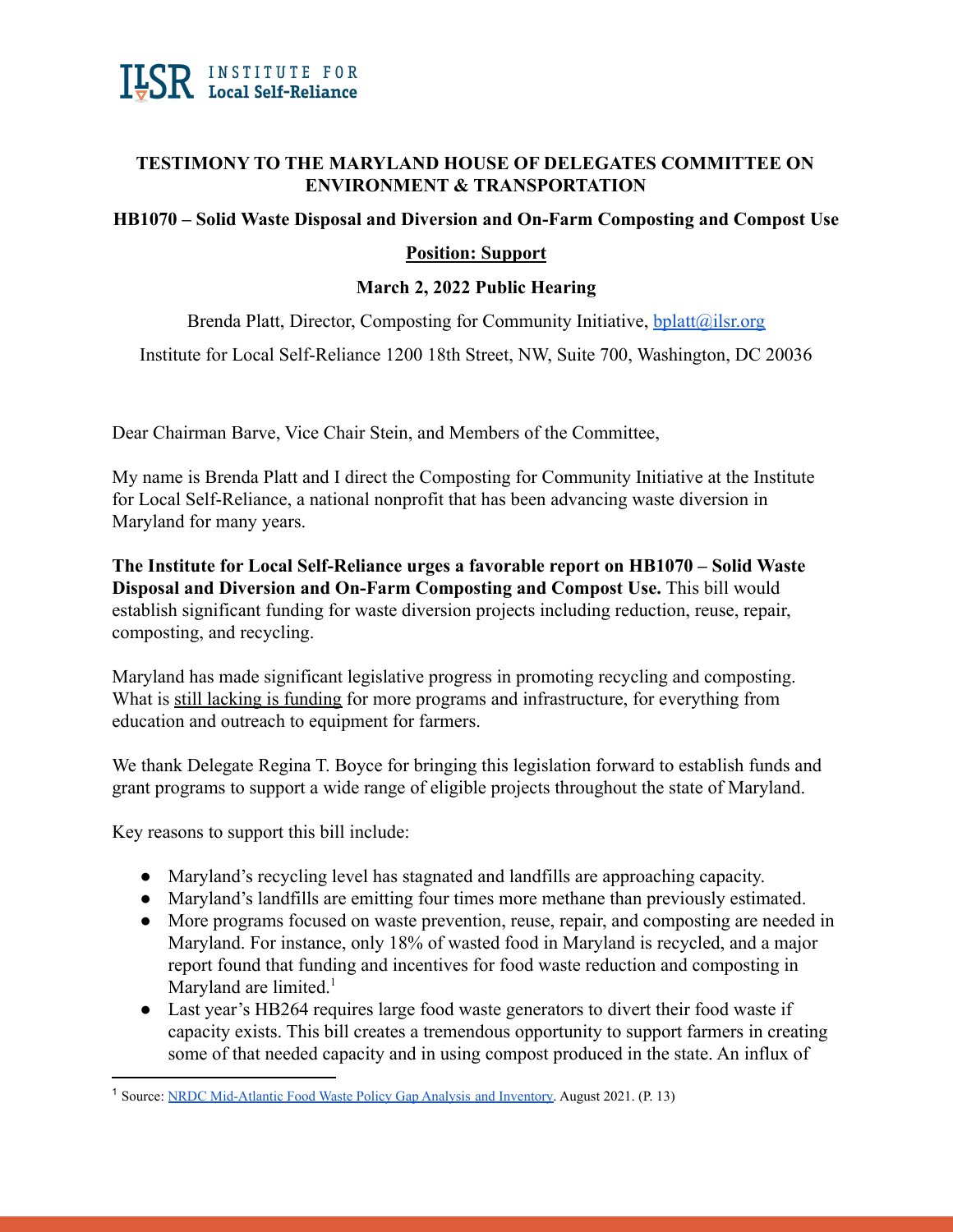**ILSR** INSTITUTE FOR **Local Self-Reliance**

**TESTIMONY TO THE MARYLAND HOUSE OF DELEGATES COMMITTEE ON ENVIRONMENT & TRANSPORTATION**

**HB1070 – Solid Waste Disposal and Diversion and On-Farm Composting and Compost Use**

**Position: Support**

**March 2, 2022 Public Hearing**

Brenda Platt, Director, Composting for Community Initiative, bplatt@ilsr.org

Institute for Local Self-Reliance 1200 18th Street, NW, Suite 700, Washington, DC 20036

Dear Chairman Barve, Vice Chair Stein, and Members of the Committee,

My name is Brenda Platt and I direct the Composting for Community Initiative at the Institute for Local Self-Reliance, a national nonprofit that has been advancing waste diversion in Maryland for many years.

**The Institute for Local Self-Reliance urges a favorable report on HB1070 – Solid Waste Disposal and Diversion and On-Farm Composting and Compost Use.** This bill would establish significant funding for waste diversion projects including reduction, reuse, repair, composting, and recycling.

Maryland has made significant legislative progress in promoting recycling and composting. What is still lacking is funding for more programs and infrastructure, for everything from education and outreach to equipment for farmers.

We thank Delegate Regina T. Boyce for bringing this legislation forward to establish funds and grant programs to support a wide range of eligible projects throughout the state of Maryland.

Key reasons to support this bill include:

- Maryland's recycling level has stagnated and landfills are approaching capacity.
- Maryland's landfills are emitting four times more methane than previously estimated.
- More programs focused on waste prevention, reuse, repair, and composting are needed in Maryland. For instance, only 18% of wasted food in Maryland is recycled, and a major report found that funding and incentives for food waste reduction and composting in Maryland are limited.[1]
- Last year's HB264 requires large food waste generators to divert their food waste if capacity exists. This bill creates a tremendous opportunity to support farmers in creating some of that needed capacity and in using compost produced in the state. An influx of

[1] Source: NRDC Mid-Atlantic Food Waste Policy Gap Analysis and Inventory. August 2021. (P. 13)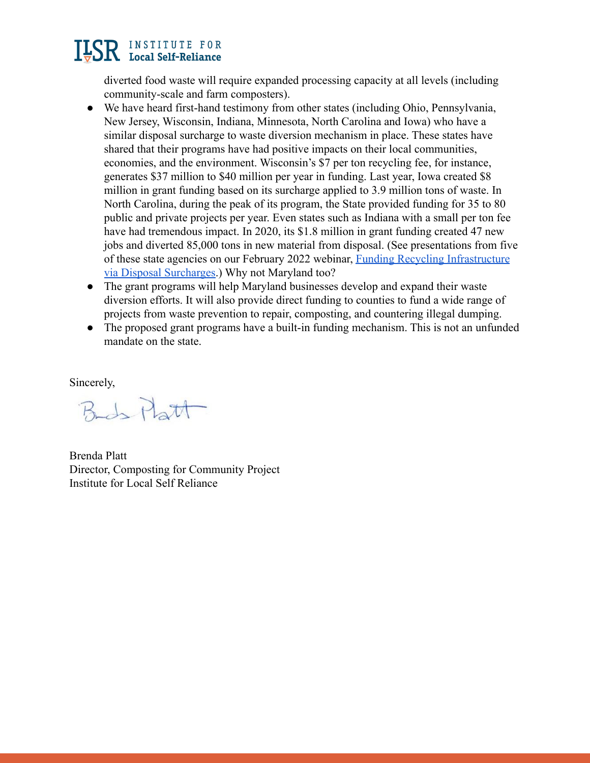diverted food waste will require expanded processing capacity at all levels (including community-scale and farm composters).

- We have heard first-hand testimony from other states (including Ohio, Pennsylvania, New Jersey, Wisconsin, Indiana, Minnesota, North Carolina and Iowa) who have a similar disposal surcharge to waste diversion mechanism in place. These states have shared that their programs have had positive impacts on their local communities, economies, and the environment. Wisconsin's $7 per ton recycling fee, for instance, generates $37 million to $40 million per year in funding. Last year, Iowa created $8 million in grant funding based on its surcharge applied to 3.9 million tons of waste. In North Carolina, during the peak of its program, the State provided funding for 35 to 80 public and private projects per year. Even states such as Indiana with a small per ton fee have had tremendous impact. In 2020, its $1.8 million in grant funding created 47 new jobs and diverted 85,000 tons in new material from disposal. (See presentations from five of these state agencies on our February 2022 webinar, [Funding Recycling Infrastructure via Disposal Surcharges](#).) Why not Maryland too?
- The grant programs will help Maryland businesses develop and expand their waste diversion efforts. It will also provide direct funding to counties to fund a wide range of projects from waste prevention to repair, composting, and countering illegal dumping.
- The proposed grant programs have a built-in funding mechanism. This is not an unfunded mandate on the state.

Sincerely,

Brenda Platt
Director, Composting for Community Project
Institute for Local Self Reliance